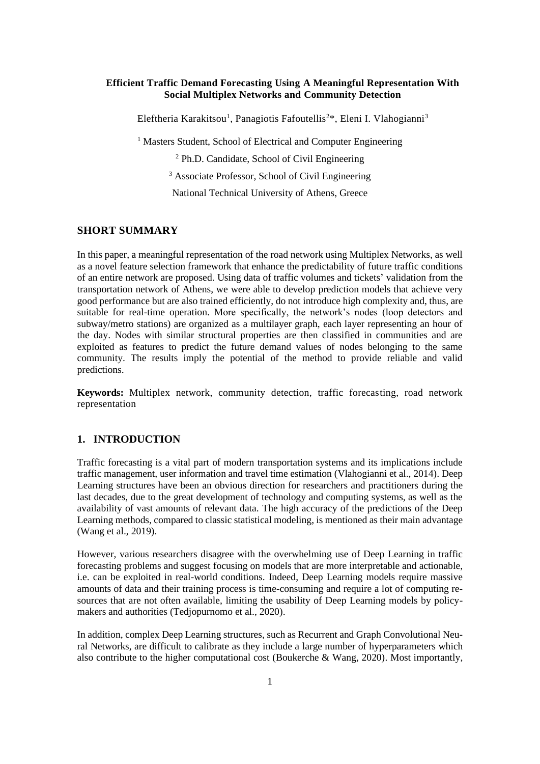# Efficient Traffic Demand Forecasting Using A Meaningful Representation With Social Multiplex Networks and Community Detection

Eleftheria Karakitsou[1], Panagiotis Fafoutellis[2]*, Eleni I. Vlahogianni[3]

[1] Masters Student, School of Electrical and Computer Engineering

[2] Ph.D. Candidate, School of Civil Engineering

[3] Associate Professor, School of Civil Engineering

National Technical University of Athens, Greece

## SHORT SUMMARY

In this paper, a meaningful representation of the road network using Multiplex Networks, as well as a novel feature selection framework that enhance the predictability of future traffic conditions of an entire network are proposed. Using data of traffic volumes and tickets' validation from the transportation network of Athens, we were able to develop prediction models that achieve very good performance but are also trained efficiently, do not introduce high complexity and, thus, are suitable for real-time operation. More specifically, the network's nodes (loop detectors and subway/metro stations) are organized as a multilayer graph, each layer representing an hour of the day. Nodes with similar structural properties are then classified in communities and are exploited as features to predict the future demand values of nodes belonging to the same community. The results imply the potential of the method to provide reliable and valid predictions.

**Keywords:** Multiplex network, community detection, traffic forecasting, road network representation

## 1. INTRODUCTION

Traffic forecasting is a vital part of modern transportation systems and its implications include traffic management, user information and travel time estimation (Vlahogianni et al., 2014). Deep Learning structures have been an obvious direction for researchers and practitioners during the last decades, due to the great development of technology and computing systems, as well as the availability of vast amounts of relevant data. The high accuracy of the predictions of the Deep Learning methods, compared to classic statistical modeling, is mentioned as their main advantage (Wang et al., 2019).

However, various researchers disagree with the overwhelming use of Deep Learning in traffic forecasting problems and suggest focusing on models that are more interpretable and actionable, i.e. can be exploited in real-world conditions. Indeed, Deep Learning models require massive amounts of data and their training process is time-consuming and require a lot of computing resources that are not often available, limiting the usability of Deep Learning models by policy-makers and authorities (Tedjopurnomo et al., 2020).

In addition, complex Deep Learning structures, such as Recurrent and Graph Convolutional Neural Networks, are difficult to calibrate as they include a large number of hyperparameters which also contribute to the higher computational cost (Boukerche & Wang, 2020). Most importantly,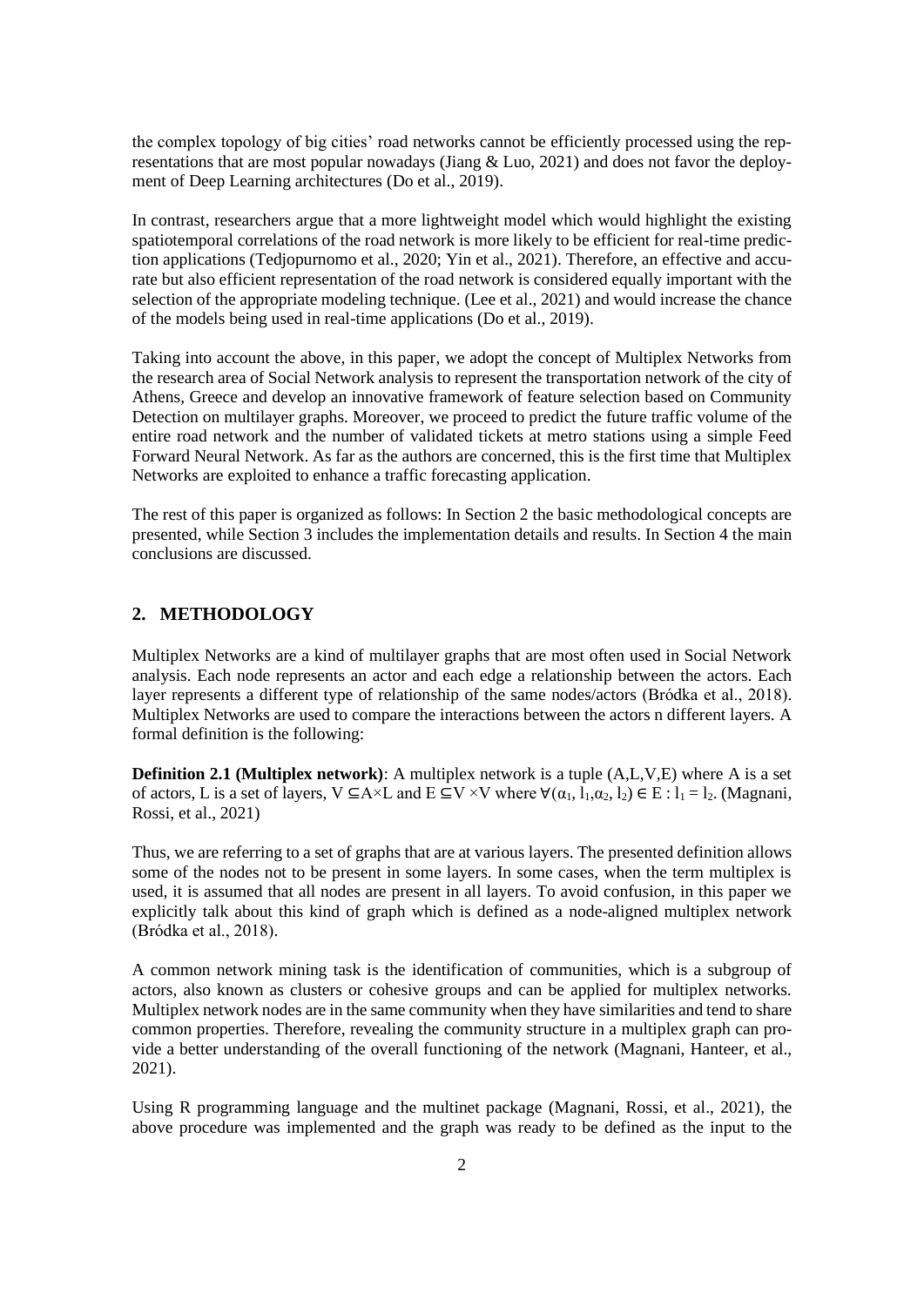the complex topology of big cities' road networks cannot be efficiently processed using the representations that are most popular nowadays (Jiang & Luo, 2021) and does not favor the deployment of Deep Learning architectures (Do et al., 2019).

In contrast, researchers argue that a more lightweight model which would highlight the existing spatiotemporal correlations of the road network is more likely to be efficient for real-time prediction applications (Tedjopurnomo et al., 2020; Yin et al., 2021). Therefore, an effective and accurate but also efficient representation of the road network is considered equally important with the selection of the appropriate modeling technique. (Lee et al., 2021) and would increase the chance of the models being used in real-time applications (Do et al., 2019).

Taking into account the above, in this paper, we adopt the concept of Multiplex Networks from the research area of Social Network analysis to represent the transportation network of the city of Athens, Greece and develop an innovative framework of feature selection based on Community Detection on multilayer graphs. Moreover, we proceed to predict the future traffic volume of the entire road network and the number of validated tickets at metro stations using a simple Feed Forward Neural Network. As far as the authors are concerned, this is the first time that Multiplex Networks are exploited to enhance a traffic forecasting application.

The rest of this paper is organized as follows: In Section 2 the basic methodological concepts are presented, while Section 3 includes the implementation details and results. In Section 4 the main conclusions are discussed.

## 2. METHODOLOGY

Multiplex Networks are a kind of multilayer graphs that are most often used in Social Network analysis. Each node represents an actor and each edge a relationship between the actors. Each layer represents a different type of relationship of the same nodes/actors (Bródka et al., 2018). Multiplex Networks are used to compare the interactions between the actors n different layers. A formal definition is the following:

**Definition 2.1 (Multiplex network)**: A multiplex network is a tuple (A,L,V,E) where A is a set of actors, L is a set of layers, $V \subseteq A \times L$ and $E \subseteq V \times V$ where $\forall (\alpha_1, l_1, \alpha_2, l_2) \in E : l_1 = l_2$. (Magnani, Rossi, et al., 2021)

Thus, we are referring to a set of graphs that are at various layers. The presented definition allows some of the nodes not to be present in some layers. In some cases, when the term multiplex is used, it is assumed that all nodes are present in all layers. To avoid confusion, in this paper we explicitly talk about this kind of graph which is defined as a node-aligned multiplex network (Bródka et al., 2018).

A common network mining task is the identification of communities, which is a subgroup of actors, also known as clusters or cohesive groups and can be applied for multiplex networks. Multiplex network nodes are in the same community when they have similarities and tend to share common properties. Therefore, revealing the community structure in a multiplex graph can provide a better understanding of the overall functioning of the network (Magnani, Hanteer, et al., 2021).

Using R programming language and the multinet package (Magnani, Rossi, et al., 2021), the above procedure was implemented and the graph was ready to be defined as the input to the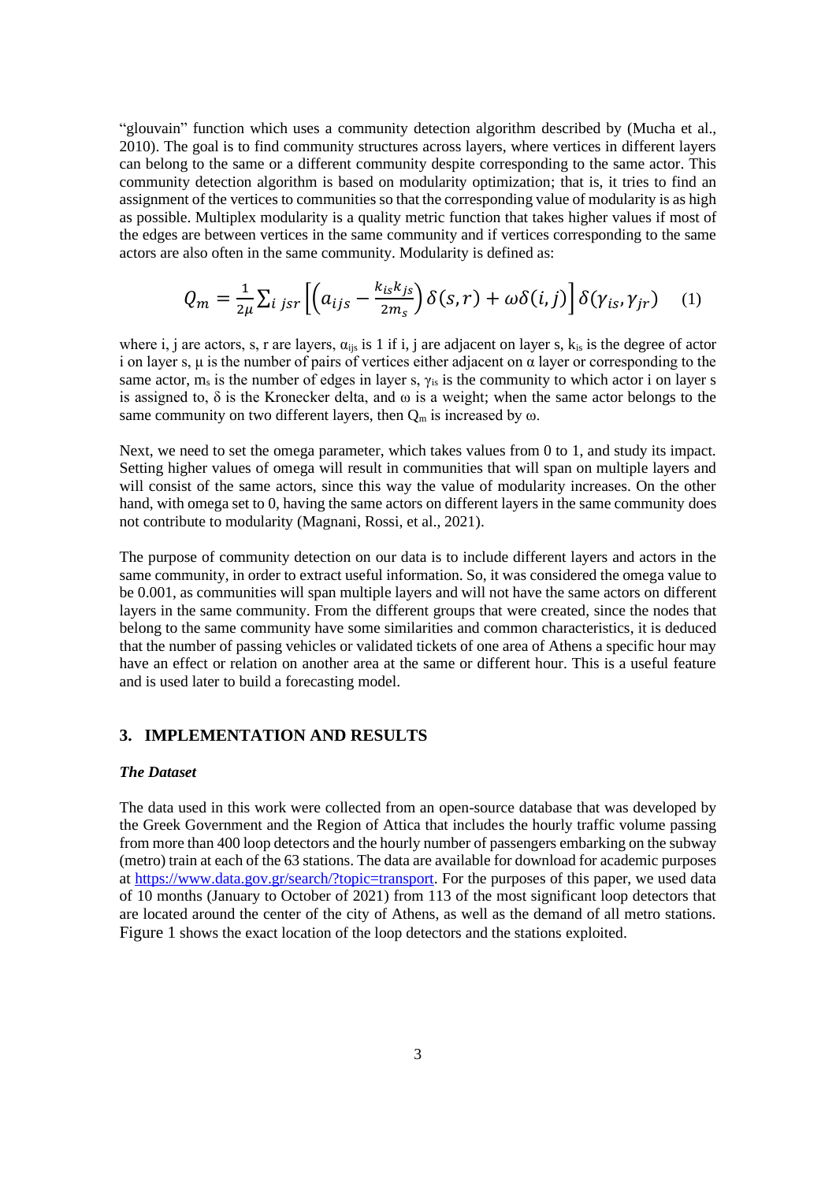"glouvain" function which uses a community detection algorithm described by (Mucha et al., 2010). The goal is to find community structures across layers, where vertices in different layers can belong to the same or a different community despite corresponding to the same actor. This community detection algorithm is based on modularity optimization; that is, it tries to find an assignment of the vertices to communities so that the corresponding value of modularity is as high as possible. Multiplex modularity is a quality metric function that takes higher values if most of the edges are between vertices in the same community and if vertices corresponding to the same actors are also often in the same community. Modularity is defined as:

$$Q_m = \frac{1}{2\mu} \sum_{i\,jsr} \left[ \left( a_{ijs} - \frac{k_{is} k_{js}}{2m_s} \right) \delta(s,r) + \omega \delta(i,j) \right] \delta(\gamma_{is}, \gamma_{jr}) \quad (1)$$

where i, j are actors, s, r are layers, $\alpha_{ijs}$ is 1 if i, j are adjacent on layer s, $k_{is}$ is the degree of actor i on layer s, μ is the number of pairs of vertices either adjacent on α layer or corresponding to the same actor, $m_s$ is the number of edges in layer s, $\gamma_{is}$ is the community to which actor i on layer s is assigned to, δ is the Kronecker delta, and ω is a weight; when the same actor belongs to the same community on two different layers, then $Q_m$ is increased by ω.

Next, we need to set the omega parameter, which takes values from 0 to 1, and study its impact. Setting higher values of omega will result in communities that will span on multiple layers and will consist of the same actors, since this way the value of modularity increases. On the other hand, with omega set to 0, having the same actors on different layers in the same community does not contribute to modularity (Magnani, Rossi, et al., 2021).

The purpose of community detection on our data is to include different layers and actors in the same community, in order to extract useful information. So, it was considered the omega value to be 0.001, as communities will span multiple layers and will not have the same actors on different layers in the same community. From the different groups that were created, since the nodes that belong to the same community have some similarities and common characteristics, it is deduced that the number of passing vehicles or validated tickets of one area of Athens a specific hour may have an effect or relation on another area at the same or different hour. This is a useful feature and is used later to build a forecasting model.

## 3. IMPLEMENTATION AND RESULTS

### *The Dataset*

The data used in this work were collected from an open-source database that was developed by the Greek Government and the Region of Attica that includes the hourly traffic volume passing from more than 400 loop detectors and the hourly number of passengers embarking on the subway (metro) train at each of the 63 stations. The data are available for download for academic purposes at https://www.data.gov.gr/search/?topic=transport. For the purposes of this paper, we used data of 10 months (January to October of 2021) from 113 of the most significant loop detectors that are located around the center of the city of Athens, as well as the demand of all metro stations. Figure 1 shows the exact location of the loop detectors and the stations exploited.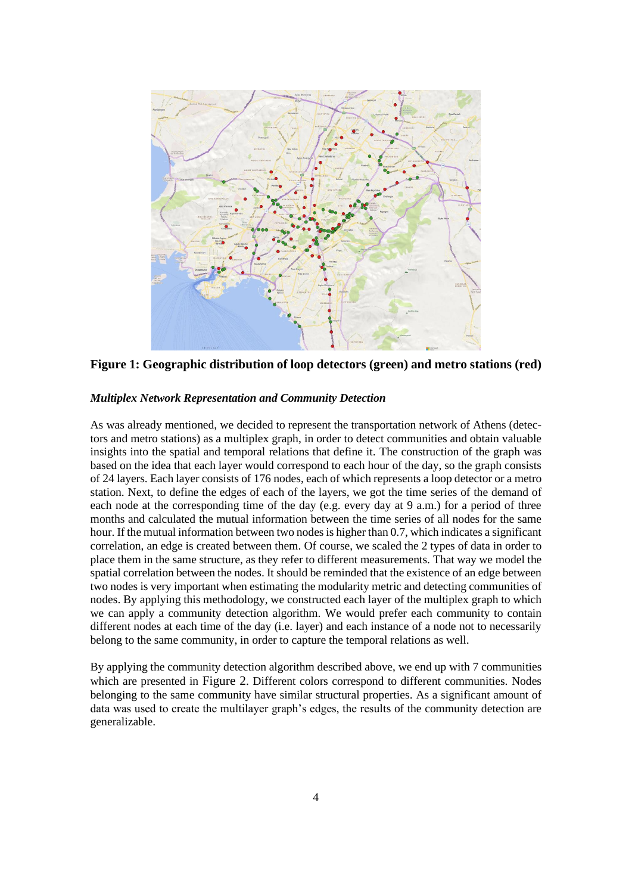**Figure 1: Geographic distribution of loop detectors (green) and metro stations (red)**

***Multiplex Network Representation and Community Detection***

As was already mentioned, we decided to represent the transportation network of Athens (detectors and metro stations) as a multiplex graph, in order to detect communities and obtain valuable insights into the spatial and temporal relations that define it. The construction of the graph was based on the idea that each layer would correspond to each hour of the day, so the graph consists of 24 layers. Each layer consists of 176 nodes, each of which represents a loop detector or a metro station. Next, to define the edges of each of the layers, we got the time series of the demand of each node at the corresponding time of the day (e.g. every day at 9 a.m.) for a period of three months and calculated the mutual information between the time series of all nodes for the same hour. If the mutual information between two nodes is higher than 0.7, which indicates a significant correlation, an edge is created between them. Of course, we scaled the 2 types of data in order to place them in the same structure, as they refer to different measurements. That way we model the spatial correlation between the nodes. It should be reminded that the existence of an edge between two nodes is very important when estimating the modularity metric and detecting communities of nodes. By applying this methodology, we constructed each layer of the multiplex graph to which we can apply a community detection algorithm. We would prefer each community to contain different nodes at each time of the day (i.e. layer) and each instance of a node not to necessarily belong to the same community, in order to capture the temporal relations as well.

By applying the community detection algorithm described above, we end up with 7 communities which are presented in Figure 2. Different colors correspond to different communities. Nodes belonging to the same community have similar structural properties. As a significant amount of data was used to create the multilayer graph's edges, the results of the community detection are generalizable.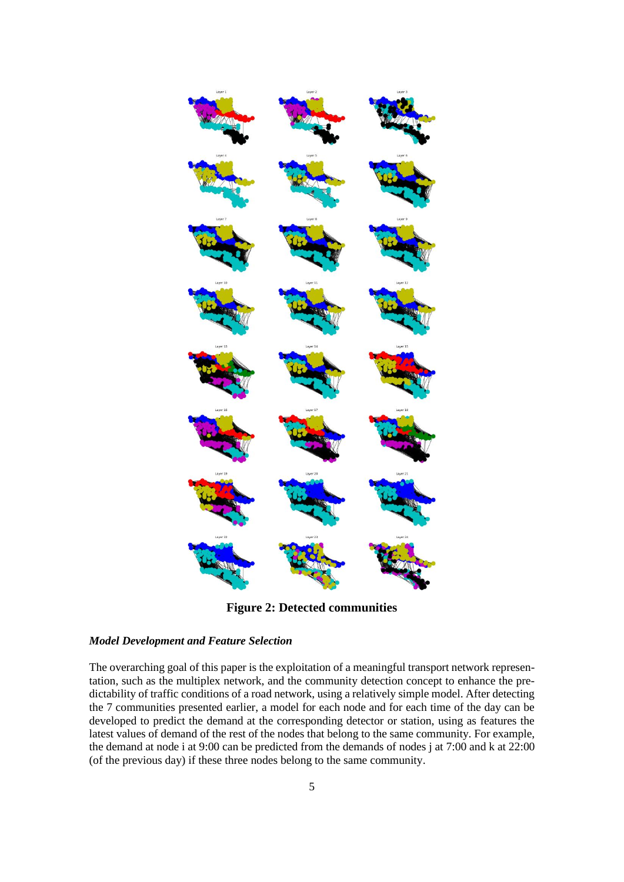**Figure 2: Detected communities**

### *Model Development and Feature Selection*

The overarching goal of this paper is the exploitation of a meaningful transport network representation, such as the multiplex network, and the community detection concept to enhance the predictability of traffic conditions of a road network, using a relatively simple model. After detecting the 7 communities presented earlier, a model for each node and for each time of the day can be developed to predict the demand at the corresponding detector or station, using as features the latest values of demand of the rest of the nodes that belong to the same community. For example, the demand at node i at 9:00 can be predicted from the demands of nodes j at 7:00 and k at 22:00 (of the previous day) if these three nodes belong to the same community.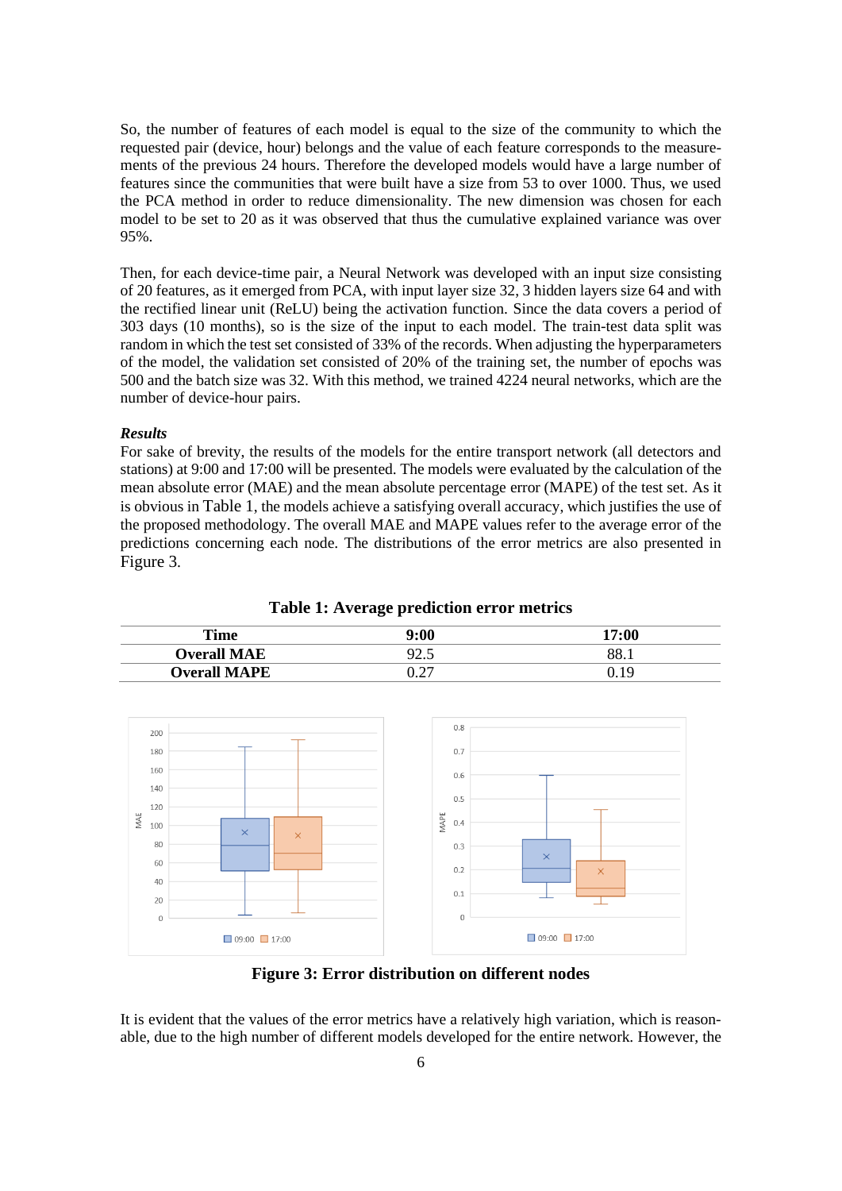So, the number of features of each model is equal to the size of the community to which the requested pair (device, hour) belongs and the value of each feature corresponds to the measurements of the previous 24 hours. Therefore the developed models would have a large number of features since the communities that were built have a size from 53 to over 1000. Thus, we used the PCA method in order to reduce dimensionality. The new dimension was chosen for each model to be set to 20 as it was observed that thus the cumulative explained variance was over 95%.

Then, for each device-time pair, a Neural Network was developed with an input size consisting of 20 features, as it emerged from PCA, with input layer size 32, 3 hidden layers size 64 and with the rectified linear unit (ReLU) being the activation function. Since the data covers a period of 303 days (10 months), so is the size of the input to each model. The train-test data split was random in which the test set consisted of 33% of the records. When adjusting the hyperparameters of the model, the validation set consisted of 20% of the training set, the number of epochs was 500 and the batch size was 32. With this method, we trained 4224 neural networks, which are the number of device-hour pairs.

***Results***

For sake of brevity, the results of the models for the entire transport network (all detectors and stations) at 9:00 and 17:00 will be presented. The models were evaluated by the calculation of the mean absolute error (MAE) and the mean absolute percentage error (MAPE) of the test set. As it is obvious in Table 1, the models achieve a satisfying overall accuracy, which justifies the use of the proposed methodology. The overall MAE and MAPE values refer to the average error of the predictions concerning each node. The distributions of the error metrics are also presented in Figure 3.

**Table 1: Average prediction error metrics**

| **Time** | **9:00** | **17:00** |
|---|---|---|
| **Overall MAE** | 92.5 | 88.1 |
| **Overall MAPE** | 0.27 | 0.19 |

**Figure 3: Error distribution on different nodes**

It is evident that the values of the error metrics have a relatively high variation, which is reasonable, due to the high number of different models developed for the entire network. However, the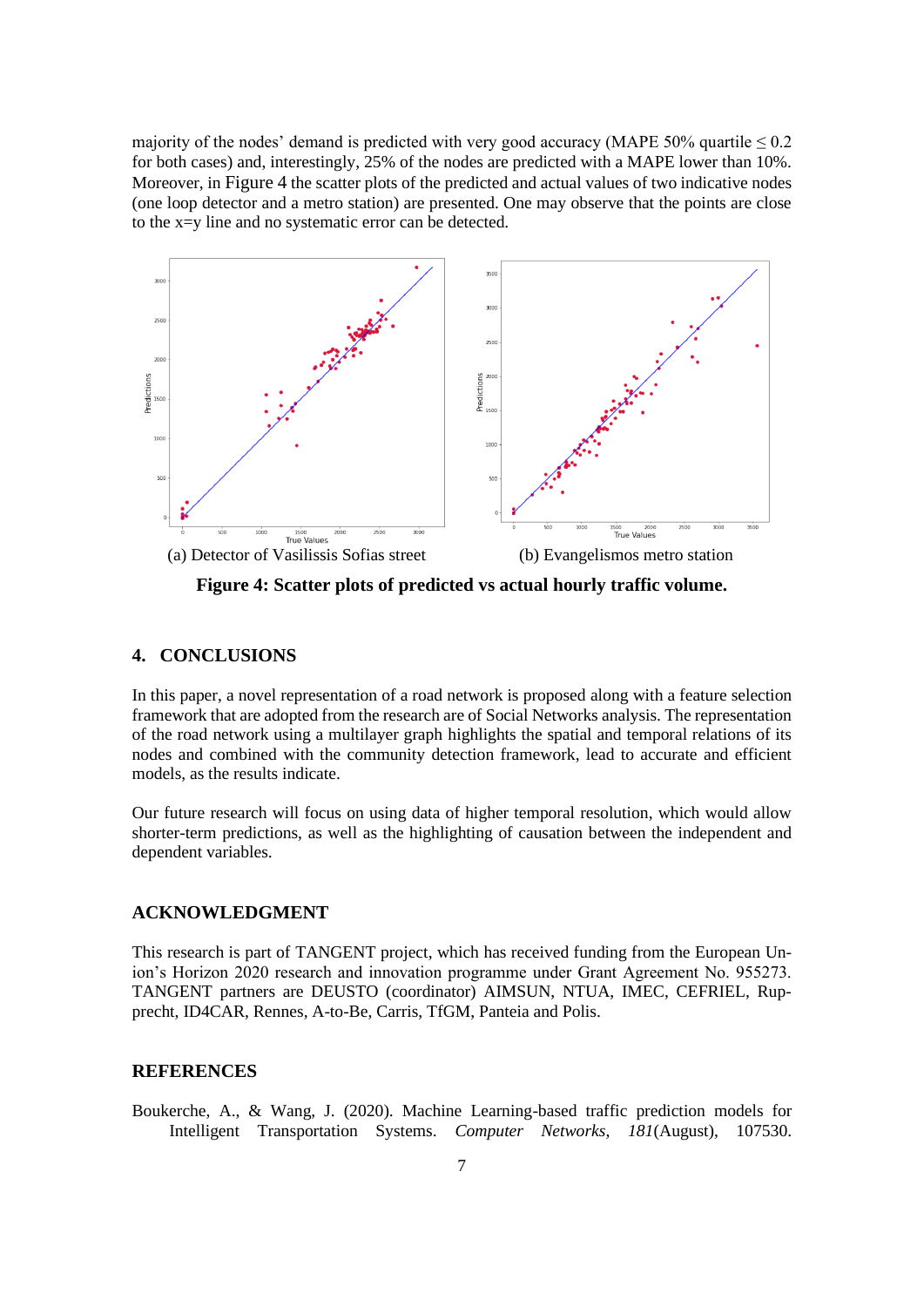majority of the nodes' demand is predicted with very good accuracy (MAPE 50% quartile $\leq 0.2$ for both cases) and, interestingly, 25% of the nodes are predicted with a MAPE lower than 10%. Moreover, in Figure 4 the scatter plots of the predicted and actual values of two indicative nodes (one loop detector and a metro station) are presented. One may observe that the points are close to the x=y line and no systematic error can be detected.

(a) Detector of Vasilissis Sofias street

(b) Evangelismos metro station

**Figure 4: Scatter plots of predicted vs actual hourly traffic volume.**

## 4. CONCLUSIONS

In this paper, a novel representation of a road network is proposed along with a feature selection framework that are adopted from the research are of Social Networks analysis. The representation of the road network using a multilayer graph highlights the spatial and temporal relations of its nodes and combined with the community detection framework, lead to accurate and efficient models, as the results indicate.

Our future research will focus on using data of higher temporal resolution, which would allow shorter-term predictions, as well as the highlighting of causation between the independent and dependent variables.

## ACKNOWLEDGMENT

This research is part of TANGENT project, which has received funding from the European Union's Horizon 2020 research and innovation programme under Grant Agreement No. 955273. TANGENT partners are DEUSTO (coordinator) AIMSUN, NTUA, IMEC, CEFRIEL, Rupprecht, ID4CAR, Rennes, A-to-Be, Carris, TfGM, Panteia and Polis.

## REFERENCES

Boukerche, A., & Wang, J. (2020). Machine Learning-based traffic prediction models for Intelligent Transportation Systems. *Computer Networks*, *181*(August), 107530.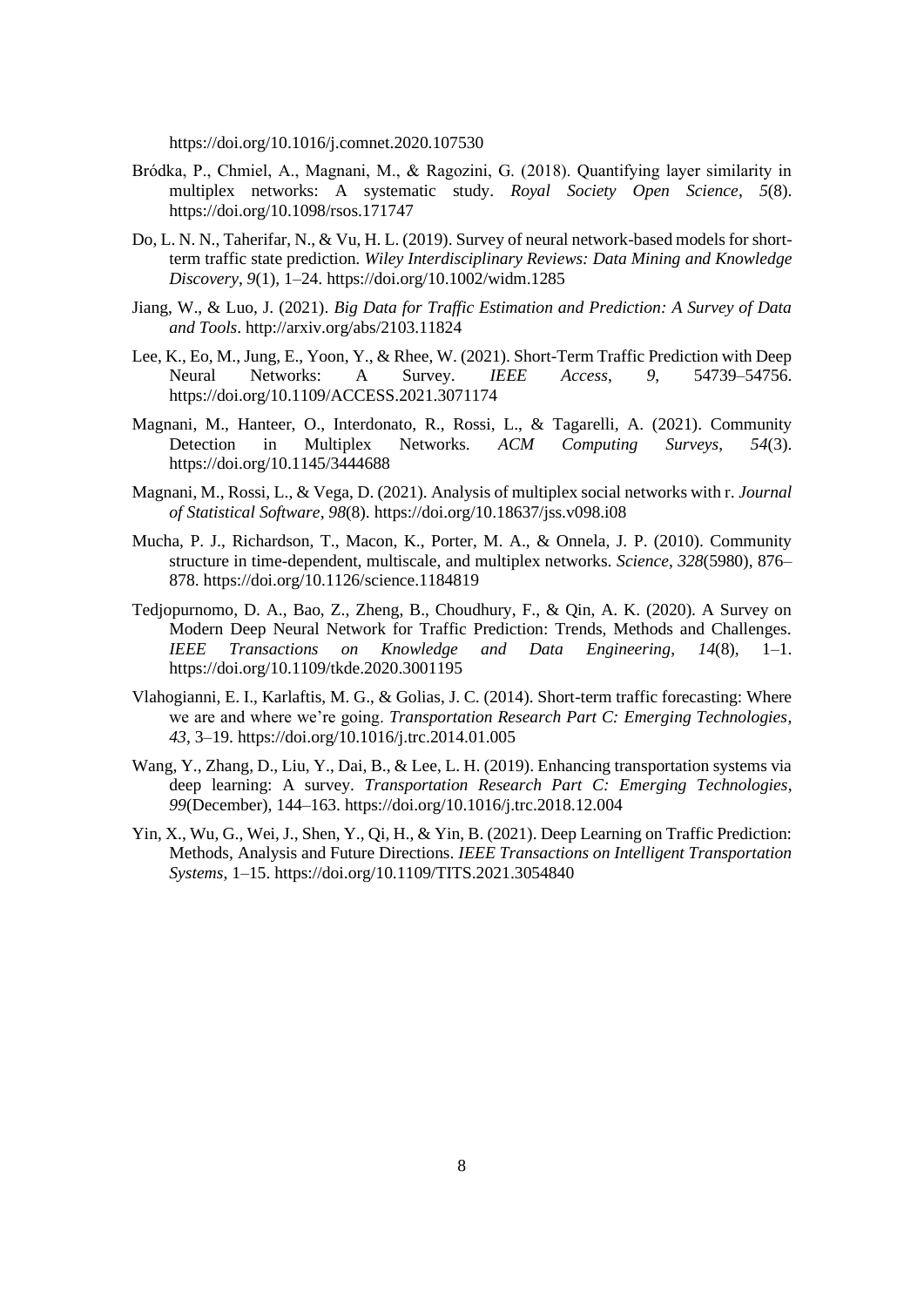https://doi.org/10.1016/j.comnet.2020.107530

Bródka, P., Chmiel, A., Magnani, M., & Ragozini, G. (2018). Quantifying layer similarity in multiplex networks: A systematic study. *Royal Society Open Science*, *5*(8). https://doi.org/10.1098/rsos.171747

Do, L. N. N., Taherifar, N., & Vu, H. L. (2019). Survey of neural network-based models for short-term traffic state prediction. *Wiley Interdisciplinary Reviews: Data Mining and Knowledge Discovery*, *9*(1), 1–24. https://doi.org/10.1002/widm.1285

Jiang, W., & Luo, J. (2021). *Big Data for Traffic Estimation and Prediction: A Survey of Data and Tools*. http://arxiv.org/abs/2103.11824

Lee, K., Eo, M., Jung, E., Yoon, Y., & Rhee, W. (2021). Short-Term Traffic Prediction with Deep Neural Networks: A Survey. *IEEE Access*, *9*, 54739–54756. https://doi.org/10.1109/ACCESS.2021.3071174

Magnani, M., Hanteer, O., Interdonato, R., Rossi, L., & Tagarelli, A. (2021). Community Detection in Multiplex Networks. *ACM Computing Surveys*, *54*(3). https://doi.org/10.1145/3444688

Magnani, M., Rossi, L., & Vega, D. (2021). Analysis of multiplex social networks with r. *Journal of Statistical Software*, *98*(8). https://doi.org/10.18637/jss.v098.i08

Mucha, P. J., Richardson, T., Macon, K., Porter, M. A., & Onnela, J. P. (2010). Community structure in time-dependent, multiscale, and multiplex networks. *Science*, *328*(5980), 876–878. https://doi.org/10.1126/science.1184819

Tedjopurnomo, D. A., Bao, Z., Zheng, B., Choudhury, F., & Qin, A. K. (2020). A Survey on Modern Deep Neural Network for Traffic Prediction: Trends, Methods and Challenges. *IEEE Transactions on Knowledge and Data Engineering*, *14*(8), 1–1. https://doi.org/10.1109/tkde.2020.3001195

Vlahogianni, E. I., Karlaftis, M. G., & Golias, J. C. (2014). Short-term traffic forecasting: Where we are and where we're going. *Transportation Research Part C: Emerging Technologies*, *43*, 3–19. https://doi.org/10.1016/j.trc.2014.01.005

Wang, Y., Zhang, D., Liu, Y., Dai, B., & Lee, L. H. (2019). Enhancing transportation systems via deep learning: A survey. *Transportation Research Part C: Emerging Technologies*, *99*(December), 144–163. https://doi.org/10.1016/j.trc.2018.12.004

Yin, X., Wu, G., Wei, J., Shen, Y., Qi, H., & Yin, B. (2021). Deep Learning on Traffic Prediction: Methods, Analysis and Future Directions. *IEEE Transactions on Intelligent Transportation Systems*, 1–15. https://doi.org/10.1109/TITS.2021.3054840